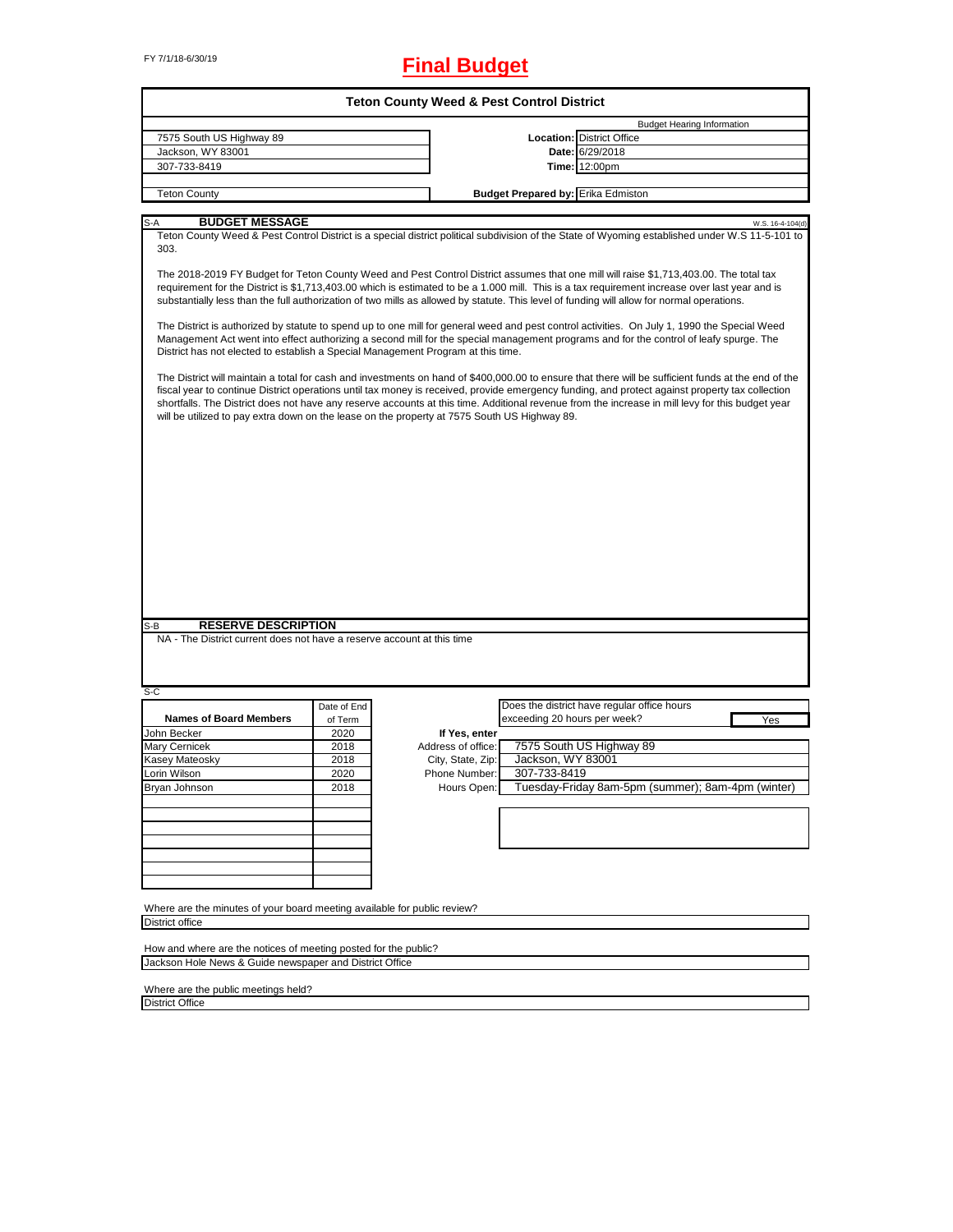FY 7/1/18-6/30/19

# Final Budget

## Teton County Weed & Pest Control District

| | | |
|---|---|---|
| 7575 South US Highway 89 | | Budget Hearing Information |
| Jackson, WY 83001 | **Location:** | District Office |
| 307-733-8419 | **Date:** | 6/29/2018 |
| | **Time:** | 12:00pm |
| Teton County | **Budget Prepared by:** | Erika Edmiston |

### S-A BUDGET MESSAGE

W.S. 16-4-104(d)

Teton County Weed & Pest Control District is a special district political subdivision of the State of Wyoming established under W.S 11-5-101 to 303.

The 2018-2019 FY Budget for Teton County Weed and Pest Control District assumes that one mill will raise $1,713,403.00. The total tax requirement for the District is $1,713,403.00 which is estimated to be a 1.000 mill. This is a tax requirement increase over last year and is substantially less than the full authorization of two mills as allowed by statute. This level of funding will allow for normal operations.

The District is authorized by statute to spend up to one mill for general weed and pest control activities. On July 1, 1990 the Special Weed Management Act went into effect authorizing a second mill for the special management programs and for the control of leafy spurge. The District has not elected to establish a Special Management Program at this time.

The District will maintain a total for cash and investments on hand of $400,000.00 to ensure that there will be sufficient funds at the end of the fiscal year to continue District operations until tax money is received, provide emergency funding, and protect against property tax collection shortfalls. The District does not have any reserve accounts at this time. Additional revenue from the increase in mill levy for this budget year will be utilized to pay extra down on the lease on the property at 7575 South US Highway 89.

### S-B RESERVE DESCRIPTION

NA - The District current does not have a reserve account at this time

### S-C

| Names of Board Members | Date of End of Term |
|---|---|
| John Becker | 2020 |
| Mary Cernicek | 2018 |
| Kasey Mateosky | 2018 |
| Lorin Wilson | 2020 |
| Bryan Johnson | 2018 |

Does the district have regular office hours exceeding 20 hours per week? Yes

**If Yes, enter**

| | |
|---|---|
| Address of office: | 7575 South US Highway 89 |
| City, State, Zip: | Jackson, WY 83001 |
| Phone Number: | 307-733-8419 |
| Hours Open: | Tuesday-Friday 8am-5pm (summer); 8am-4pm (winter) |

Where are the minutes of your board meeting available for public review?

District office

How and where are the notices of meeting posted for the public?

Jackson Hole News & Guide newspaper and District Office

Where are the public meetings held?

District Office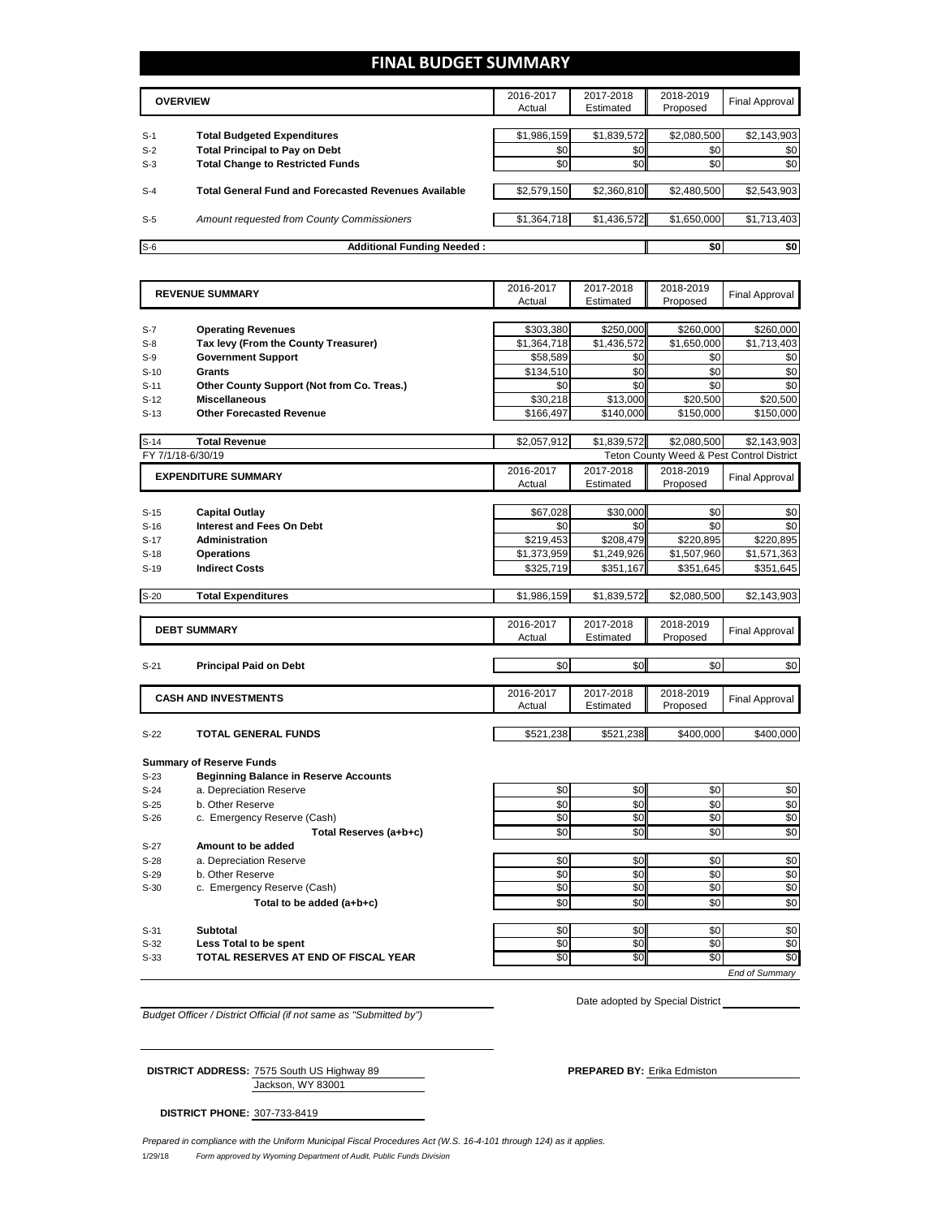# FINAL BUDGET SUMMARY

| | OVERVIEW | 2016-2017 Actual | 2017-2018 Estimated | 2018-2019 Proposed | Final Approval |
|---|---|---|---|---|---|
| S-1 | **Total Budgeted Expenditures** | $1,986,159 | $1,839,572 | $2,080,500 | $2,143,903 |
| S-2 | **Total Principal to Pay on Debt** | $0 | $0 | $0 | $0 |
| S-3 | **Total Change to Restricted Funds** | $0 | $0 | $0 | $0 |
| S-4 | **Total General Fund and Forecasted Revenues Available** | $2,579,150 | $2,360,810 | $2,480,500 | $2,543,903 |
| S-5 | *Amount requested from County Commissioners* | $1,364,718 | $1,436,572 | $1,650,000 | $1,713,403 |
| S-6 | **Additional Funding Needed :** | | | $0 | $0 |

| | REVENUE SUMMARY | 2016-2017 Actual | 2017-2018 Estimated | 2018-2019 Proposed | Final Approval |
|---|---|---|---|---|---|
| S-7 | **Operating Revenues** | $303,380 | $250,000 | $260,000 | $260,000 |
| S-8 | **Tax levy (From the County Treasurer)** | $1,364,718 | $1,436,572 | $1,650,000 | $1,713,403 |
| S-9 | **Government Support** | $58,589 | $0 | $0 | $0 |
| S-10 | **Grants** | $134,510 | $0 | $0 | $0 |
| S-11 | **Other County Support (Not from Co. Treas.)** | $0 | $0 | $0 | $0 |
| S-12 | **Miscellaneous** | $30,218 | $13,000 | $20,500 | $20,500 |
| S-13 | **Other Forecasted Revenue** | $166,497 | $140,000 | $150,000 | $150,000 |
| S-14 | **Total Revenue** | $2,057,912 | $1,839,572 | $2,080,500 | $2,143,903 |

FY 7/1/18-6/30/19 — Teton County Weed & Pest Control District

| | EXPENDITURE SUMMARY | 2016-2017 Actual | 2017-2018 Estimated | 2018-2019 Proposed | Final Approval |
|---|---|---|---|---|---|
| S-15 | **Capital Outlay** | $67,028 | $30,000 | $0 | $0 |
| S-16 | **Interest and Fees On Debt** | $0 | $0 | $0 | $0 |
| S-17 | **Administration** | $219,453 | $208,479 | $220,895 | $220,895 |
| S-18 | **Operations** | $1,373,959 | $1,249,926 | $1,507,960 | $1,571,363 |
| S-19 | **Indirect Costs** | $325,719 | $351,167 | $351,645 | $351,645 |
| S-20 | **Total Expenditures** | $1,986,159 | $1,839,572 | $2,080,500 | $2,143,903 |

| | DEBT SUMMARY | 2016-2017 Actual | 2017-2018 Estimated | 2018-2019 Proposed | Final Approval |
|---|---|---|---|---|---|
| S-21 | **Principal Paid on Debt** | $0 | $0 | $0 | $0 |

| | CASH AND INVESTMENTS | 2016-2017 Actual | 2017-2018 Estimated | 2018-2019 Proposed | Final Approval |
|---|---|---|---|---|---|
| S-22 | **TOTAL GENERAL FUNDS** | $521,238 | $521,238 | $400,000 | $400,000 |

**Summary of Reserve Funds**

| | | 2016-2017 Actual | 2017-2018 Estimated | 2018-2019 Proposed | Final Approval |
|---|---|---|---|---|---|
| S-23 | **Beginning Balance in Reserve Accounts** | | | | |
| S-24 | a. Depreciation Reserve | $0 | $0 | $0 | $0 |
| S-25 | b. Other Reserve | $0 | $0 | $0 | $0 |
| S-26 | c. Emergency Reserve (Cash) | $0 | $0 | $0 | $0 |
| | **Total Reserves (a+b+c)** | $0 | $0 | $0 | $0 |
| S-27 | **Amount to be added** | | | | |
| S-28 | a. Depreciation Reserve | $0 | $0 | $0 | $0 |
| S-29 | b. Other Reserve | $0 | $0 | $0 | $0 |
| S-30 | c. Emergency Reserve (Cash) | $0 | $0 | $0 | $0 |
| | **Total to be added (a+b+c)** | $0 | $0 | $0 | $0 |
| S-31 | **Subtotal** | $0 | $0 | $0 | $0 |
| S-32 | **Less Total to be spent** | $0 | $0 | $0 | $0 |
| S-33 | **TOTAL RESERVES AT END OF FISCAL YEAR** | $0 | $0 | $0 | $0 |

*End of Summary*

*Budget Officer / District Official (if not same as "Submitted by")*

Date adopted by Special District

**DISTRICT ADDRESS:** 7575 South US Highway 89
Jackson, WY 83001

**PREPARED BY:** Erika Edmiston

**DISTRICT PHONE:** 307-733-8419

*Prepared in compliance with the Uniform Municipal Fiscal Procedures Act (W.S. 16-4-101 through 124) as it applies.*

1/29/18 *Form approved by Wyoming Department of Audit, Public Funds Division*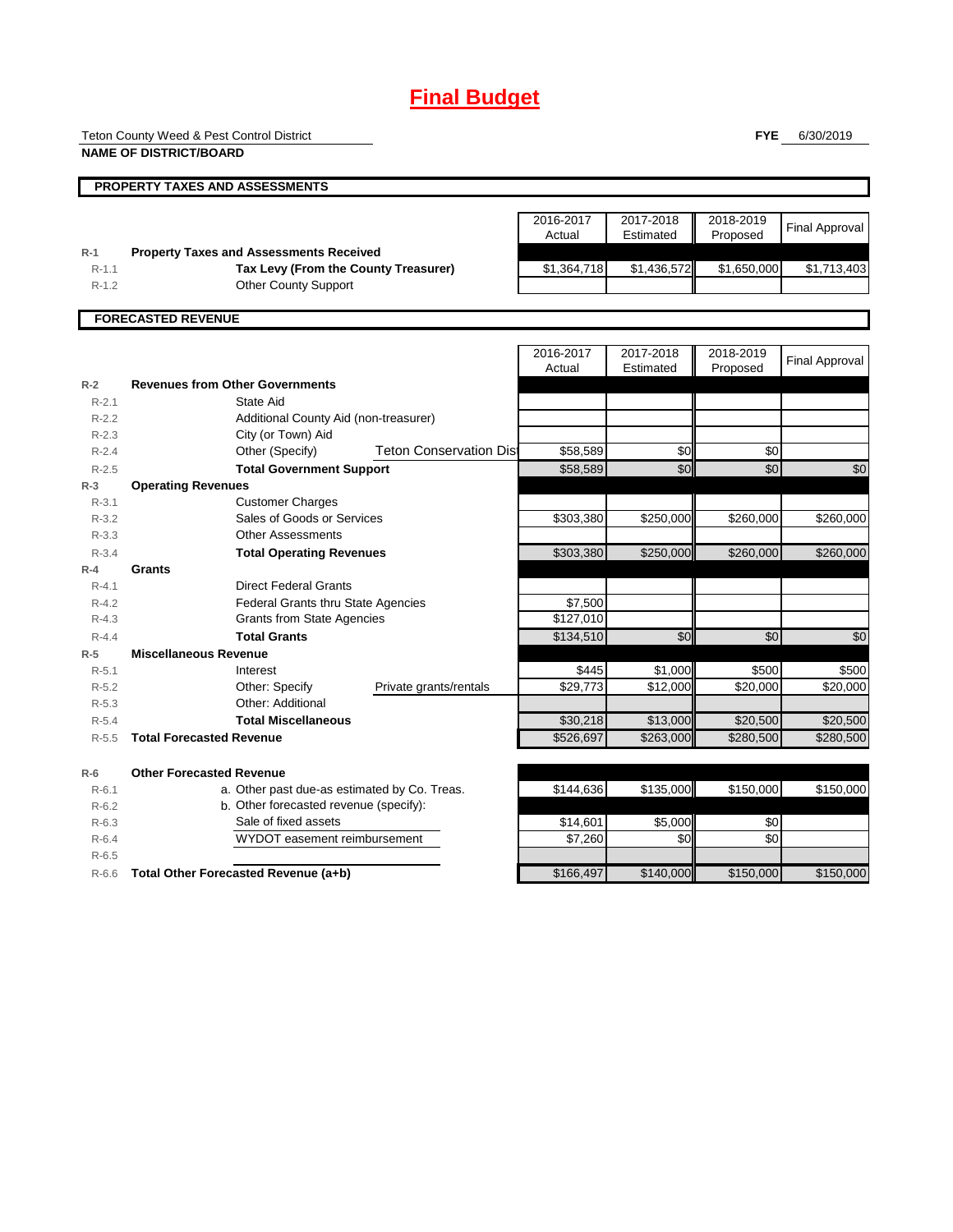# Final Budget

Teton County Weed & Pest Control District

**NAME OF DISTRICT/BOARD**

**FYE** 6/30/2019

## PROPERTY TAXES AND ASSESSMENTS

| | | 2016-2017 Actual | 2017-2018 Estimated | 2018-2019 Proposed | Final Approval |
|---|---|---|---|---|---|
| R-1 | **Property Taxes and Assessments Received** | | | | |
| R-1.1 | **Tax Levy (From the County Treasurer)** | $1,364,718 | $1,436,572 | $1,650,000 | $1,713,403 |
| R-1.2 | Other County Support | | | | |

## FORECASTED REVENUE

| | | | 2016-2017 Actual | 2017-2018 Estimated | 2018-2019 Proposed | Final Approval |
|---|---|---|---|---|---|---|
| R-2 | **Revenues from Other Governments** | | | | | |
| R-2.1 | State Aid | | | | | |
| R-2.2 | Additional County Aid (non-treasurer) | | | | | |
| R-2.3 | City (or Town) Aid | | | | | |
| R-2.4 | Other (Specify) | Teton Conservation Dis | $58,589 | $0 | $0 | |
| R-2.5 | **Total Government Support** | | $58,589 | $0 | $0 | $0 |
| R-3 | **Operating Revenues** | | | | | |
| R-3.1 | Customer Charges | | | | | |
| R-3.2 | Sales of Goods or Services | | $303,380 | $250,000 | $260,000 | $260,000 |
| R-3.3 | Other Assessments | | | | | |
| R-3.4 | **Total Operating Revenues** | | $303,380 | $250,000 | $260,000 | $260,000 |
| R-4 | **Grants** | | | | | |
| R-4.1 | Direct Federal Grants | | | | | |
| R-4.2 | Federal Grants thru State Agencies | | $7,500 | | | |
| R-4.3 | Grants from State Agencies | | $127,010 | | | |
| R-4.4 | **Total Grants** | | $134,510 | $0 | $0 | $0 |
| R-5 | **Miscellaneous Revenue** | | | | | |
| R-5.1 | Interest | | $445 | $1,000 | $500 | $500 |
| R-5.2 | Other: Specify | Private grants/rentals | $29,773 | $12,000 | $20,000 | $20,000 |
| R-5.3 | Other: Additional | | | | | |
| R-5.4 | **Total Miscellaneous** | | $30,218 | $13,000 | $20,500 | $20,500 |
| R-5.5 | **Total Forecasted Revenue** | | $526,697 | $263,000 | $280,500 | $280,500 |
| R-6 | **Other Forecasted Revenue** | | | | | |
| R-6.1 | a. Other past due-as estimated by Co. Treas. | | $144,636 | $135,000 | $150,000 | $150,000 |
| R-6.2 | b. Other forecasted revenue (specify): | | | | | |
| R-6.3 | Sale of fixed assets | | $14,601 | $5,000 | $0 | |
| R-6.4 | WYDOT easement reimbursement | | $7,260 | $0 | $0 | |
| R-6.5 | | | | | | |
| R-6.6 | **Total Other Forecasted Revenue (a+b)** | | $166,497 | $140,000 | $150,000 | $150,000 |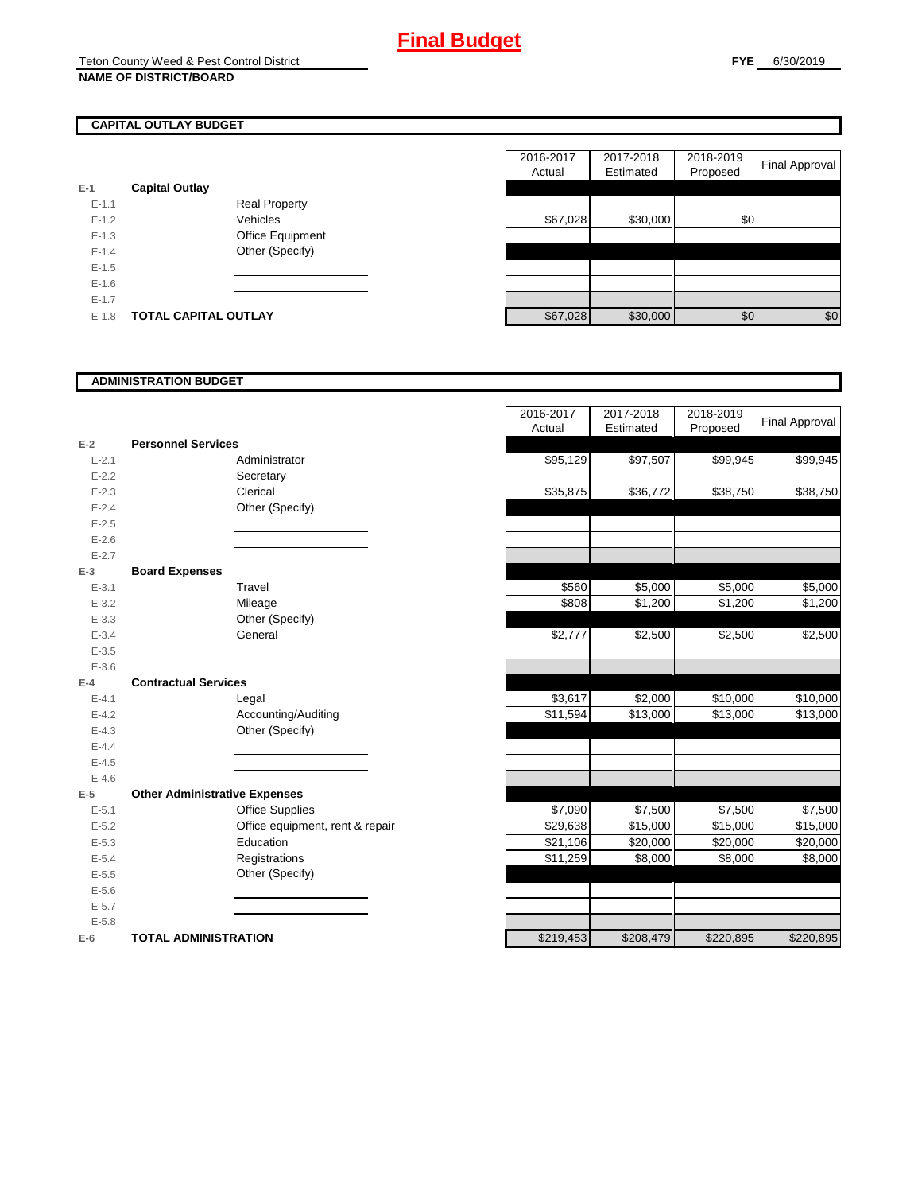# Final Budget

Teton County Weed & Pest Control District
**NAME OF DISTRICT/BOARD**

**FYE** 6/30/2019

## CAPITAL OUTLAY BUDGET

| | | | 2016-2017 Actual | 2017-2018 Estimated | 2018-2019 Proposed | Final Approval |
|---|---|---|---|---|---|---|
| **E-1** | **Capital Outlay** | | | | | |
| E-1.1 | | Real Property | | | | |
| E-1.2 | | Vehicles | $67,028 | $30,000 | $0 | |
| E-1.3 | | Office Equipment | | | | |
| E-1.4 | | Other (Specify) | | | | |
| E-1.5 | | | | | | |
| E-1.6 | | | | | | |
| E-1.7 | | | | | | |
| E-1.8 | **TOTAL CAPITAL OUTLAY** | | $67,028 | $30,000 | $0 | $0 |

## ADMINISTRATION BUDGET

| | | | 2016-2017 Actual | 2017-2018 Estimated | 2018-2019 Proposed | Final Approval |
|---|---|---|---|---|---|---|
| **E-2** | **Personnel Services** | | | | | |
| E-2.1 | | Administrator | $95,129 | $97,507 | $99,945 | $99,945 |
| E-2.2 | | Secretary | | | | |
| E-2.3 | | Clerical | $35,875 | $36,772 | $38,750 | $38,750 |
| E-2.4 | | Other (Specify) | | | | |
| E-2.5 | | | | | | |
| E-2.6 | | | | | | |
| E-2.7 | | | | | | |
| **E-3** | **Board Expenses** | | | | | |
| E-3.1 | | Travel | $560 | $5,000 | $5,000 | $5,000 |
| E-3.2 | | Mileage | $808 | $1,200 | $1,200 | $1,200 |
| E-3.3 | | Other (Specify) | | | | |
| E-3.4 | | General | $2,777 | $2,500 | $2,500 | $2,500 |
| E-3.5 | | | | | | |
| E-3.6 | | | | | | |
| **E-4** | **Contractual Services** | | | | | |
| E-4.1 | | Legal | $3,617 | $2,000 | $10,000 | $10,000 |
| E-4.2 | | Accounting/Auditing | $11,594 | $13,000 | $13,000 | $13,000 |
| E-4.3 | | Other (Specify) | | | | |
| E-4.4 | | | | | | |
| E-4.5 | | | | | | |
| E-4.6 | | | | | | |
| **E-5** | **Other Administrative Expenses** | | | | | |
| E-5.1 | | Office Supplies | $7,090 | $7,500 | $7,500 | $7,500 |
| E-5.2 | | Office equipment, rent & repair | $29,638 | $15,000 | $15,000 | $15,000 |
| E-5.3 | | Education | $21,106 | $20,000 | $20,000 | $20,000 |
| E-5.4 | | Registrations | $11,259 | $8,000 | $8,000 | $8,000 |
| E-5.5 | | Other (Specify) | | | | |
| E-5.6 | | | | | | |
| E-5.7 | | | | | | |
| E-5.8 | | | | | | |
| **E-6** | **TOTAL ADMINISTRATION** | | $219,453 | $208,479 | $220,895 | $220,895 |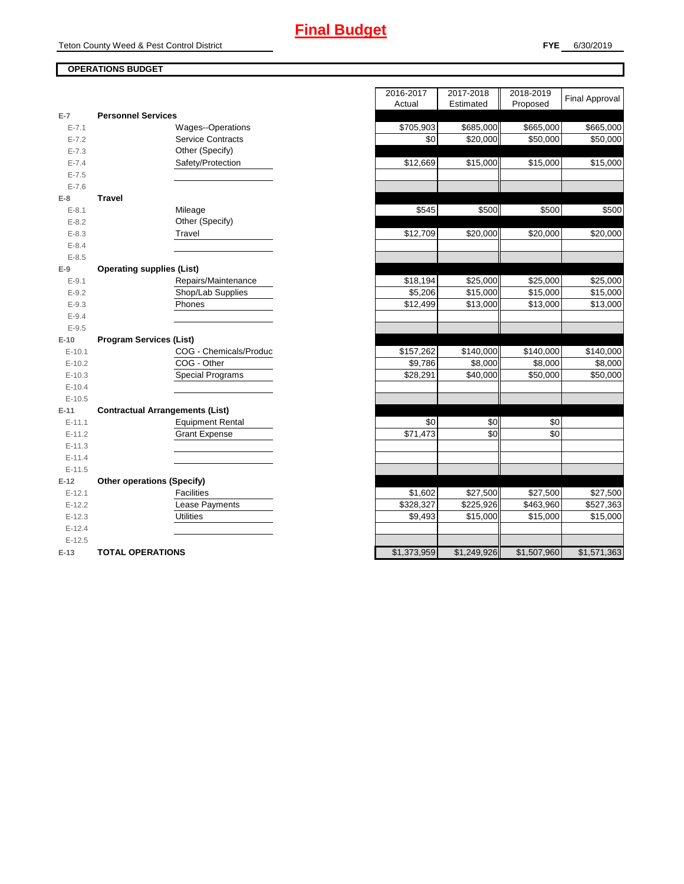# Final Budget

Teton County Weed & Pest Control District

**FYE** 6/30/2019

**OPERATIONS BUDGET**

| | | 2016-2017 Actual | 2017-2018 Estimated | 2018-2019 Proposed | Final Approval |
|---|---|---|---|---|---|
| **E-7** | **Personnel Services** | | | | |
| E-7.1 | Wages--Operations | $705,903 | $685,000 | $665,000 | $665,000 |
| E-7.2 | Service Contracts | $0 | $20,000 | $50,000 | $50,000 |
| E-7.3 | Other (Specify) | | | | |
| E-7.4 | Safety/Protection | $12,669 | $15,000 | $15,000 | $15,000 |
| E-7.5 | | | | | |
| E-7.6 | | | | | |
| **E-8** | **Travel** | | | | |
| E-8.1 | Mileage | $545 | $500 | $500 | $500 |
| E-8.2 | Other (Specify) | | | | |
| E-8.3 | Travel | $12,709 | $20,000 | $20,000 | $20,000 |
| E-8.4 | | | | | |
| E-8.5 | | | | | |
| **E-9** | **Operating supplies (List)** | | | | |
| E-9.1 | Repairs/Maintenance | $18,194 | $25,000 | $25,000 | $25,000 |
| E-9.2 | Shop/Lab Supplies | $5,206 | $15,000 | $15,000 | $15,000 |
| E-9.3 | Phones | $12,499 | $13,000 | $13,000 | $13,000 |
| E-9.4 | | | | | |
| E-9.5 | | | | | |
| **E-10** | **Program Services (List)** | | | | |
| E-10.1 | COG - Chemicals/Produc | $157,262 | $140,000 | $140,000 | $140,000 |
| E-10.2 | COG - Other | $9,786 | $8,000 | $8,000 | $8,000 |
| E-10.3 | Special Programs | $28,291 | $40,000 | $50,000 | $50,000 |
| E-10.4 | | | | | |
| E-10.5 | | | | | |
| **E-11** | **Contractual Arrangements (List)** | | | | |
| E-11.1 | Equipment Rental | $0 | $0 | $0 | |
| E-11.2 | Grant Expense | $71,473 | $0 | $0 | |
| E-11.3 | | | | | |
| E-11.4 | | | | | |
| E-11.5 | | | | | |
| **E-12** | **Other operations (Specify)** | | | | |
| E-12.1 | Facilities | $1,602 | $27,500 | $27,500 | $27,500 |
| E-12.2 | Lease Payments | $328,327 | $225,926 | $463,960 | $527,363 |
| E-12.3 | Utilities | $9,493 | $15,000 | $15,000 | $15,000 |
| E-12.4 | | | | | |
| E-12.5 | | | | | |
| **E-13** | **TOTAL OPERATIONS** | $1,373,959 | $1,249,926 | $1,507,960 | $1,571,363 |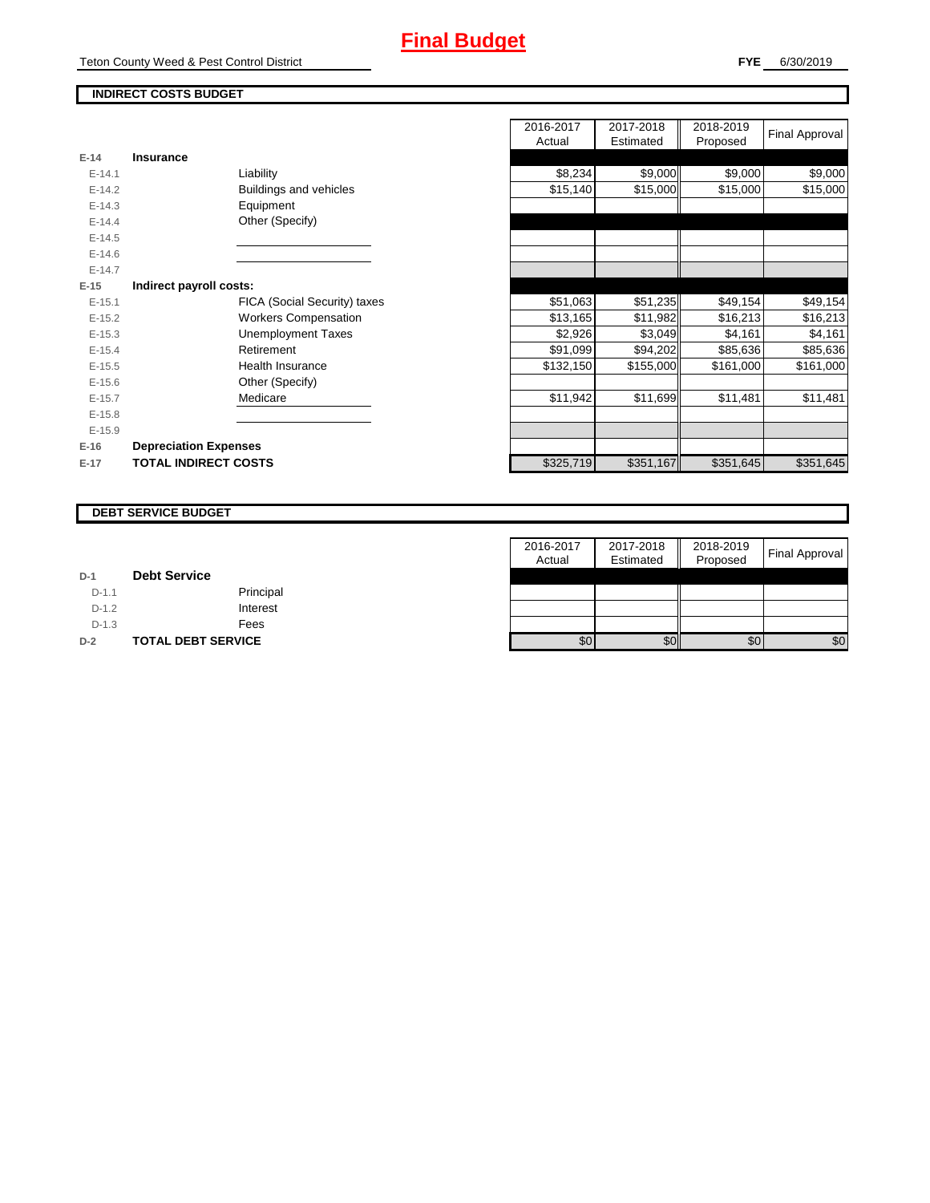# Final Budget

Teton County Weed & Pest Control District

**FYE** 6/30/2019

## INDIRECT COSTS BUDGET

| | | | 2016-2017 Actual | 2017-2018 Estimated | 2018-2019 Proposed | Final Approval |
|---|---|---|---|---|---|---|
| E-14 | **Insurance** | | | | | |
| E-14.1 | | Liability | $8,234 | $9,000 | $9,000 | $9,000 |
| E-14.2 | | Buildings and vehicles | $15,140 | $15,000 | $15,000 | $15,000 |
| E-14.3 | | Equipment | | | | |
| E-14.4 | | Other (Specify) | | | | |
| E-14.5 | | | | | | |
| E-14.6 | | | | | | |
| E-14.7 | | | | | | |
| E-15 | **Indirect payroll costs:** | | | | | |
| E-15.1 | | FICA (Social Security) taxes | $51,063 | $51,235 | $49,154 | $49,154 |
| E-15.2 | | Workers Compensation | $13,165 | $11,982 | $16,213 | $16,213 |
| E-15.3 | | Unemployment Taxes | $2,926 | $3,049 | $4,161 | $4,161 |
| E-15.4 | | Retirement | $91,099 | $94,202 | $85,636 | $85,636 |
| E-15.5 | | Health Insurance | $132,150 | $155,000 | $161,000 | $161,000 |
| E-15.6 | | Other (Specify) | | | | |
| E-15.7 | | Medicare | $11,942 | $11,699 | $11,481 | $11,481 |
| E-15.8 | | | | | | |
| E-15.9 | | | | | | |
| E-16 | **Depreciation Expenses** | | | | | |
| E-17 | **TOTAL INDIRECT COSTS** | | $325,719 | $351,167 | $351,645 | $351,645 |

## DEBT SERVICE BUDGET

| | | | 2016-2017 Actual | 2017-2018 Estimated | 2018-2019 Proposed | Final Approval |
|---|---|---|---|---|---|---|
| D-1 | **Debt Service** | | | | | |
| D-1.1 | | Principal | | | | |
| D-1.2 | | Interest | | | | |
| D-1.3 | | Fees | | | | |
| D-2 | **TOTAL DEBT SERVICE** | | $0 | $0 | $0 | $0 |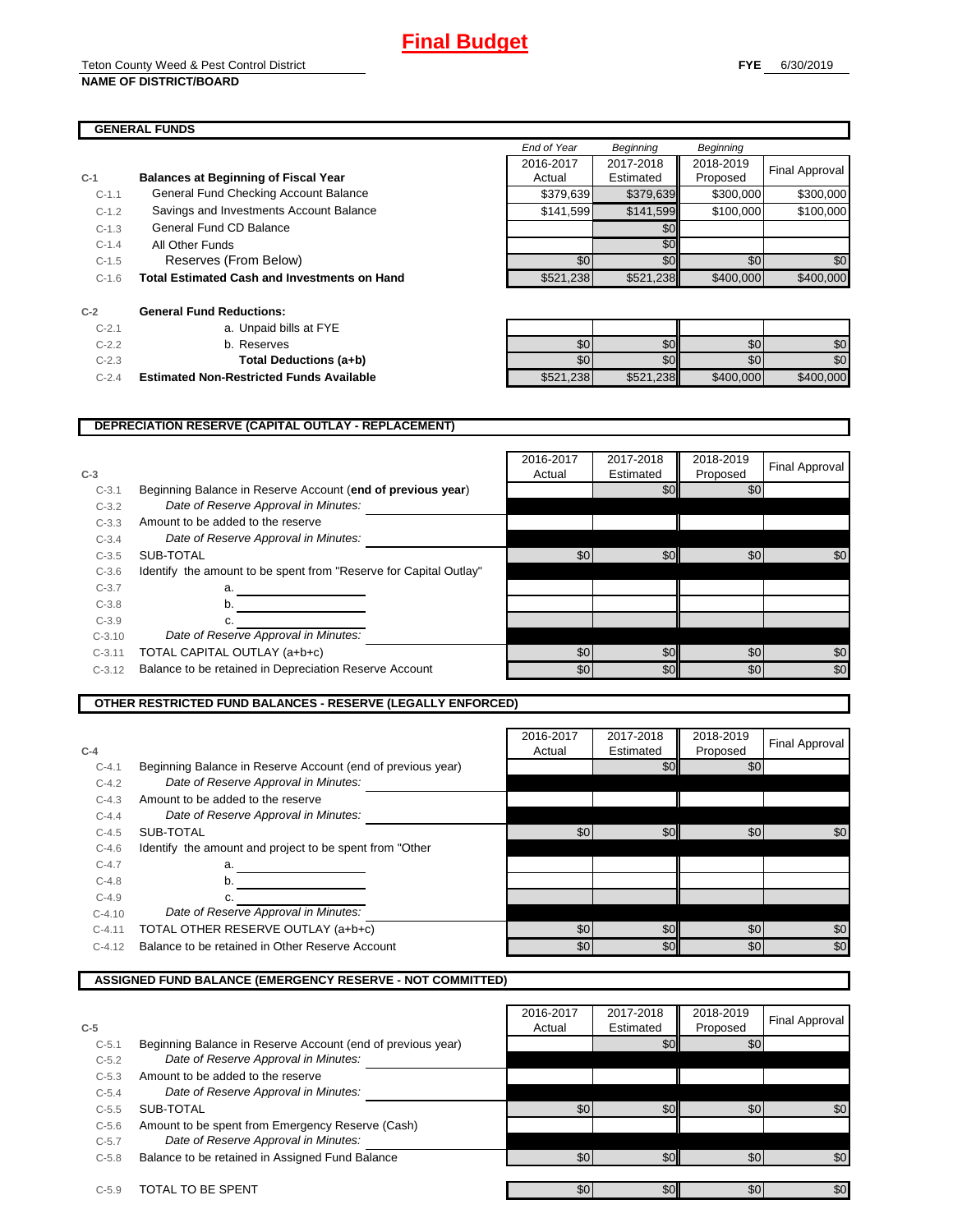# Final Budget

Teton County Weed & Pest Control District
**NAME OF DISTRICT/BOARD**

**FYE** 6/30/2019

## GENERAL FUNDS

| | | End of Year 2016-2017 Actual | Beginning 2017-2018 Estimated | Beginning 2018-2019 Proposed | Final Approval |
|---|---|---|---|---|---|
| **C-1** | **Balances at Beginning of Fiscal Year** | | | | |
| C-1.1 | General Fund Checking Account Balance | $379,639 | $379,639 | $300,000 | $300,000 |
| C-1.2 | Savings and Investments Account Balance | $141,599 | $141,599 | $100,000 | $100,000 |
| C-1.3 | General Fund CD Balance | | $0 | | |
| C-1.4 | All Other Funds | | $0 | | |
| C-1.5 | Reserves (From Below) | $0 | $0 | $0 | $0 |
| C-1.6 | **Total Estimated Cash and Investments on Hand** | $521,238 | $521,238 | $400,000 | $400,000 |
| **C-2** | **General Fund Reductions:** | | | | |
| C-2.1 | a. Unpaid bills at FYE | | | | |
| C-2.2 | b. Reserves | $0 | $0 | $0 | $0 |
| C-2.3 | **Total Deductions (a+b)** | $0 | $0 | $0 | $0 |
| C-2.4 | **Estimated Non-Restricted Funds Available** | $521,238 | $521,238 | $400,000 | $400,000 |

## DEPRECIATION RESERVE (CAPITAL OUTLAY - REPLACEMENT)

| **C-3** | | 2016-2017 Actual | 2017-2018 Estimated | 2018-2019 Proposed | Final Approval |
|---|---|---|---|---|---|
| C-3.1 | Beginning Balance in Reserve Account (**end of previous year**) | | $0 | $0 | |
| C-3.2 | *Date of Reserve Approval in Minutes:* | | | | |
| C-3.3 | Amount to be added to the reserve | | | | |
| C-3.4 | *Date of Reserve Approval in Minutes:* | | | | |
| C-3.5 | SUB-TOTAL | $0 | $0 | $0 | $0 |
| C-3.6 | Identify the amount to be spent from "Reserve for Capital Outlay" | | | | |
| C-3.7 | a. | | | | |
| C-3.8 | b. | | | | |
| C-3.9 | c. | | | | |
| C-3.10 | *Date of Reserve Approval in Minutes:* | | | | |
| C-3.11 | TOTAL CAPITAL OUTLAY (a+b+c) | $0 | $0 | $0 | $0 |
| C-3.12 | Balance to be retained in Depreciation Reserve Account | $0 | $0 | $0 | $0 |

## OTHER RESTRICTED FUND BALANCES - RESERVE (LEGALLY ENFORCED)

| **C-4** | | 2016-2017 Actual | 2017-2018 Estimated | 2018-2019 Proposed | Final Approval |
|---|---|---|---|---|---|
| C-4.1 | Beginning Balance in Reserve Account (end of previous year) | | $0 | $0 | |
| C-4.2 | *Date of Reserve Approval in Minutes:* | | | | |
| C-4.3 | Amount to be added to the reserve | | | | |
| C-4.4 | *Date of Reserve Approval in Minutes:* | | | | |
| C-4.5 | SUB-TOTAL | $0 | $0 | $0 | $0 |
| C-4.6 | Identify the amount and project to be spent from "Other | | | | |
| C-4.7 | a. | | | | |
| C-4.8 | b. | | | | |
| C-4.9 | c. | | | | |
| C-4.10 | *Date of Reserve Approval in Minutes:* | | | | |
| C-4.11 | TOTAL OTHER RESERVE OUTLAY (a+b+c) | $0 | $0 | $0 | $0 |
| C-4.12 | Balance to be retained in Other Reserve Account | $0 | $0 | $0 | $0 |

## ASSIGNED FUND BALANCE (EMERGENCY RESERVE - NOT COMMITTED)

| **C-5** | | 2016-2017 Actual | 2017-2018 Estimated | 2018-2019 Proposed | Final Approval |
|---|---|---|---|---|---|
| C-5.1 | Beginning Balance in Reserve Account (end of previous year) | | $0 | $0 | |
| C-5.2 | *Date of Reserve Approval in Minutes:* | | | | |
| C-5.3 | Amount to be added to the reserve | | | | |
| C-5.4 | *Date of Reserve Approval in Minutes:* | | | | |
| C-5.5 | SUB-TOTAL | $0 | $0 | $0 | $0 |
| C-5.6 | Amount to be spent from Emergency Reserve (Cash) | | | | |
| C-5.7 | *Date of Reserve Approval in Minutes:* | | | | |
| C-5.8 | Balance to be retained in Assigned Fund Balance | $0 | $0 | $0 | $0 |
| C-5.9 | TOTAL TO BE SPENT | $0 | $0 | $0 | $0 |